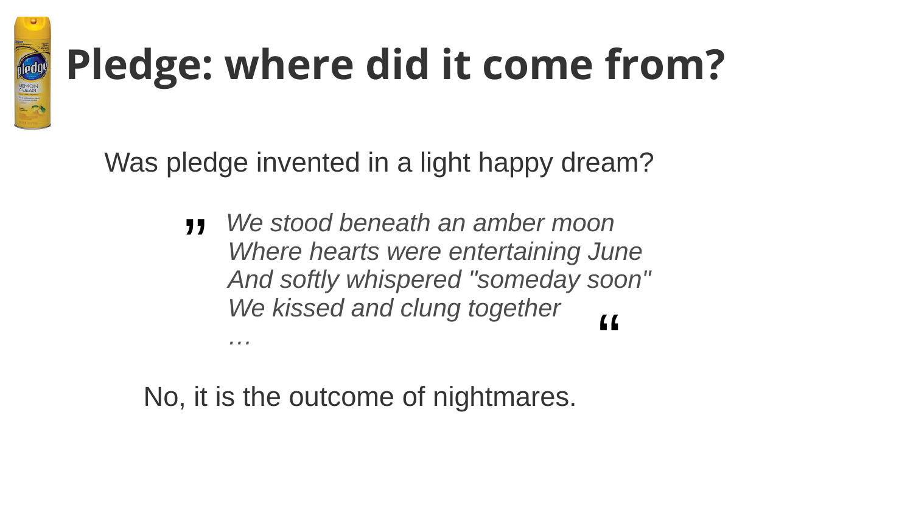# Pledge: where did it come from?

Was pledge invented in a light happy dream?

> „ *We stood beneath an amber moon*
> *Where hearts were entertaining June*
> *And softly whispered "someday soon"*
> *We kissed and clung together*
> *…* “

No, it is the outcome of nightmares.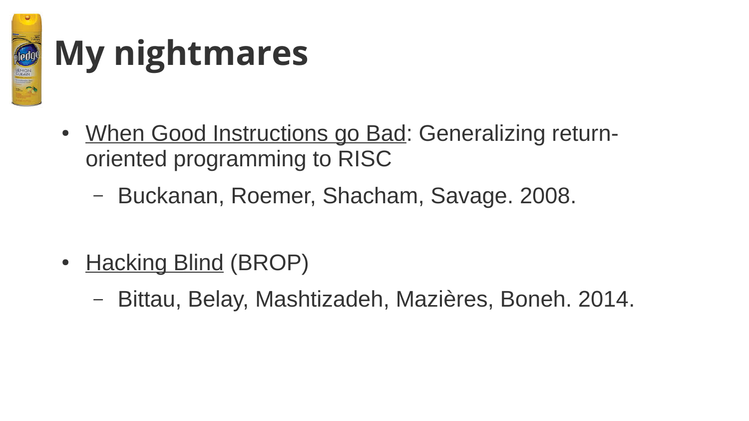# My nightmares

- When Good Instructions go Bad: Generalizing return-oriented programming to RISC
  - Buckanan, Roemer, Shacham, Savage. 2008.

- Hacking Blind (BROP)
  - Bittau, Belay, Mashtizadeh, Mazières, Boneh. 2014.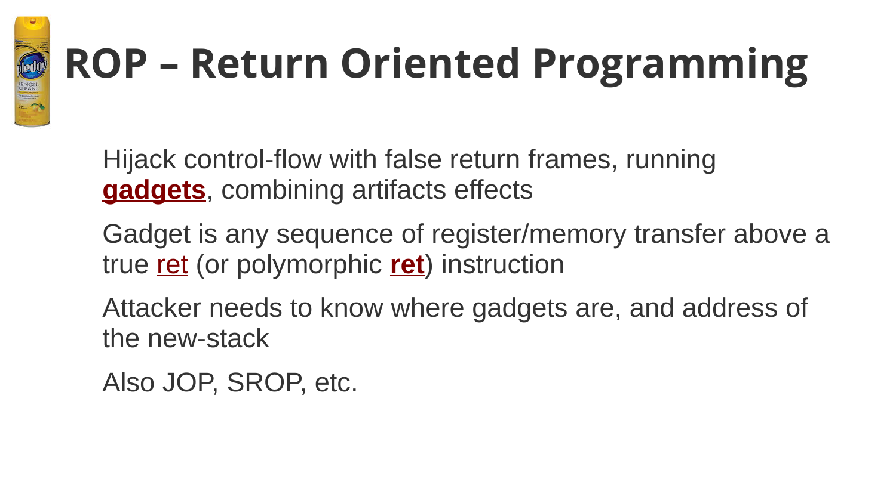# ROP – Return Oriented Programming

Hijack control-flow with false return frames, running **gadgets**, combining artifacts effects

Gadget is any sequence of register/memory transfer above a true ret (or polymorphic **ret**) instruction

Attacker needs to know where gadgets are, and address of the new-stack

Also JOP, SROP, etc.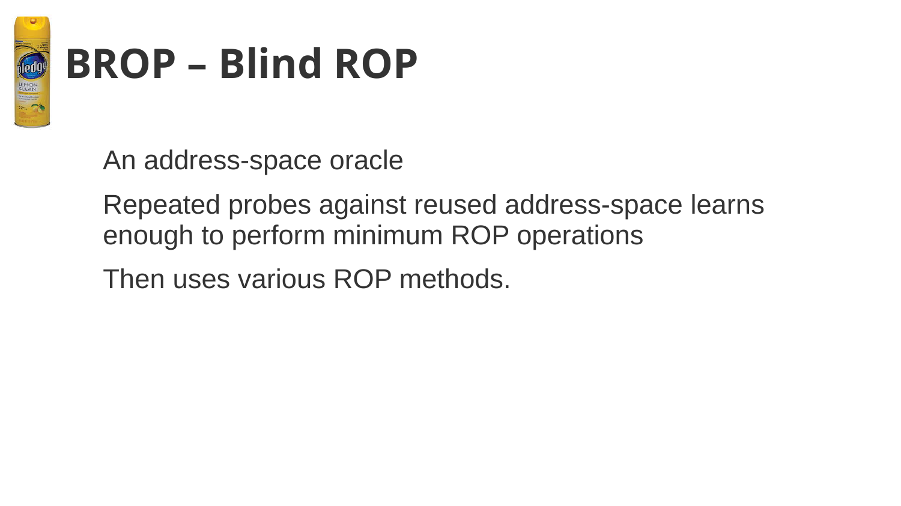# BROP – Blind ROP

An address-space oracle

Repeated probes against reused address-space learns enough to perform minimum ROP operations

Then uses various ROP methods.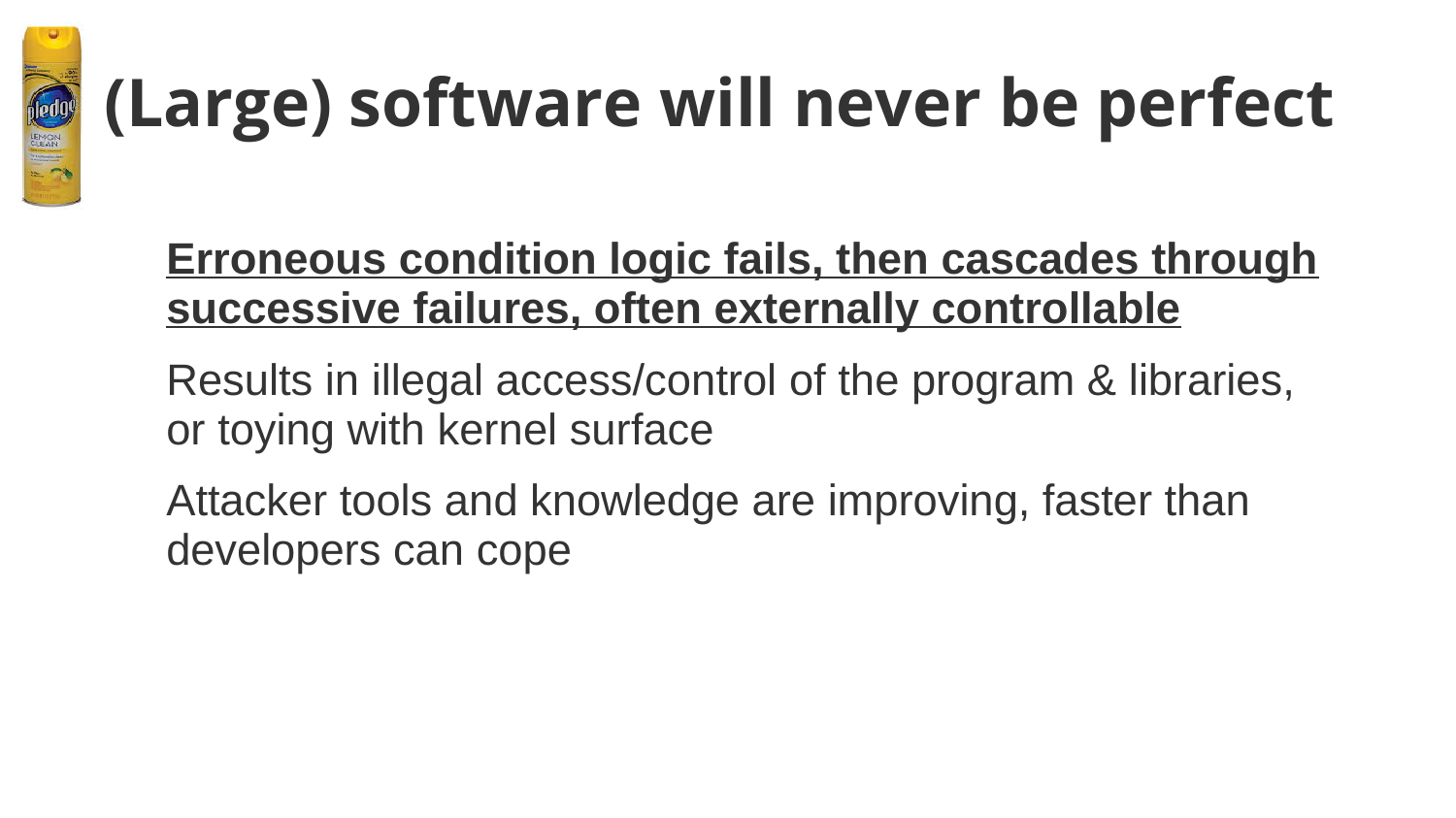# (Large) software will never be perfect

**Erroneous condition logic fails, then cascades through successive failures, often externally controllable**

Results in illegal access/control of the program & libraries, or toying with kernel surface

Attacker tools and knowledge are improving, faster than developers can cope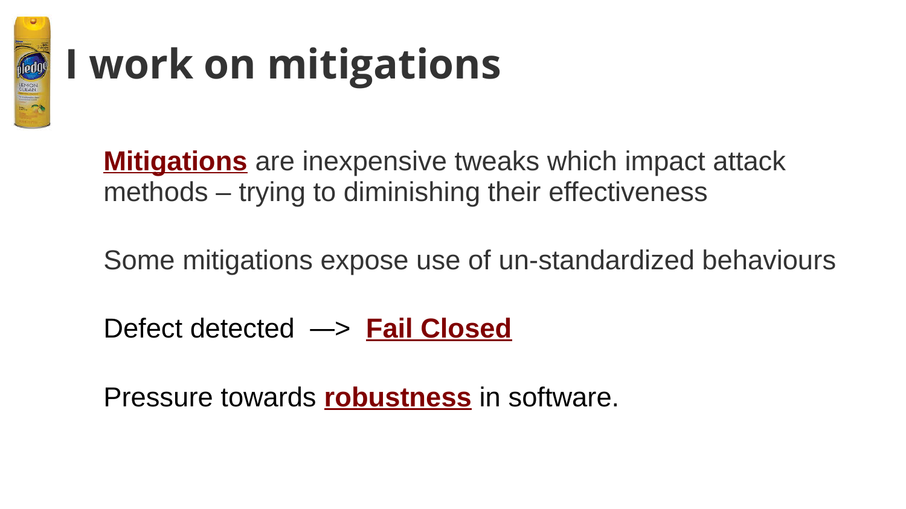# I work on mitigations

**Mitigations** are inexpensive tweaks which impact attack methods – trying to diminishing their effectiveness

Some mitigations expose use of un-standardized behaviours

Defect detected —> **Fail Closed**

Pressure towards **robustness** in software.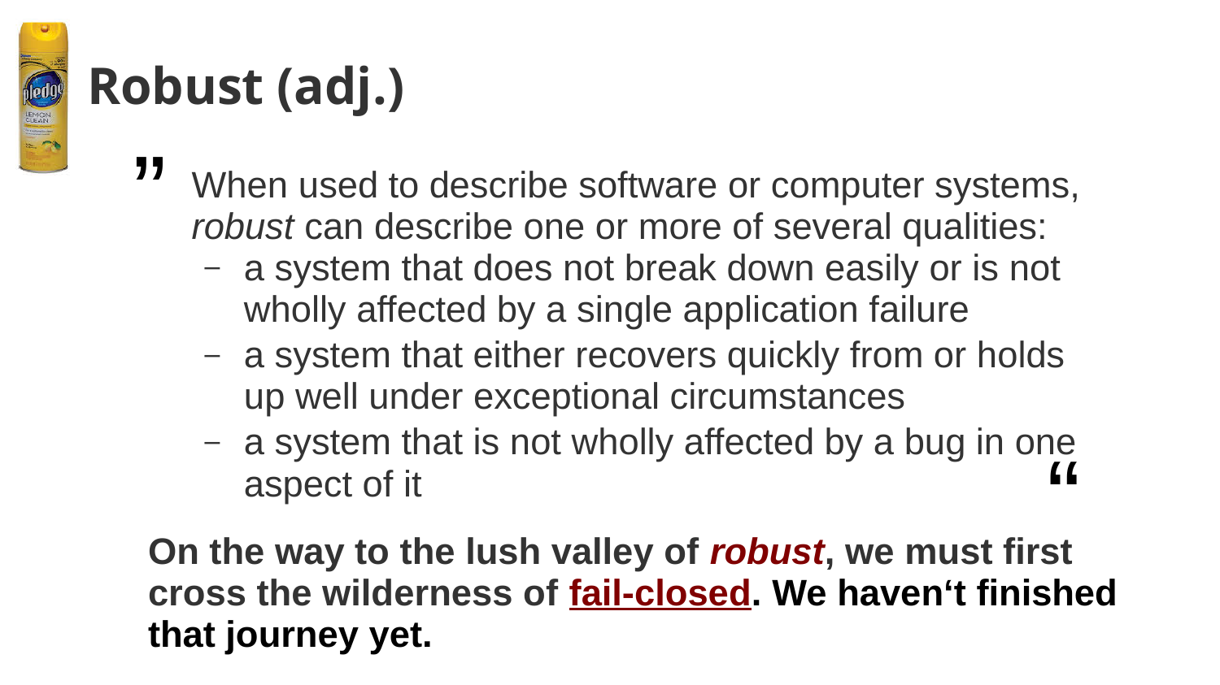# Robust (adj.)

> When used to describe software or computer systems, *robust* can describe one or more of several qualities:
> - a system that does not break down easily or is not wholly affected by a single application failure
> - a system that either recovers quickly from or holds up well under exceptional circumstances
> - a system that is not wholly affected by a bug in one aspect of it

**On the way to the lush valley of *robust*, we must first cross the wilderness of fail-closed. We haven‘t finished that journey yet.**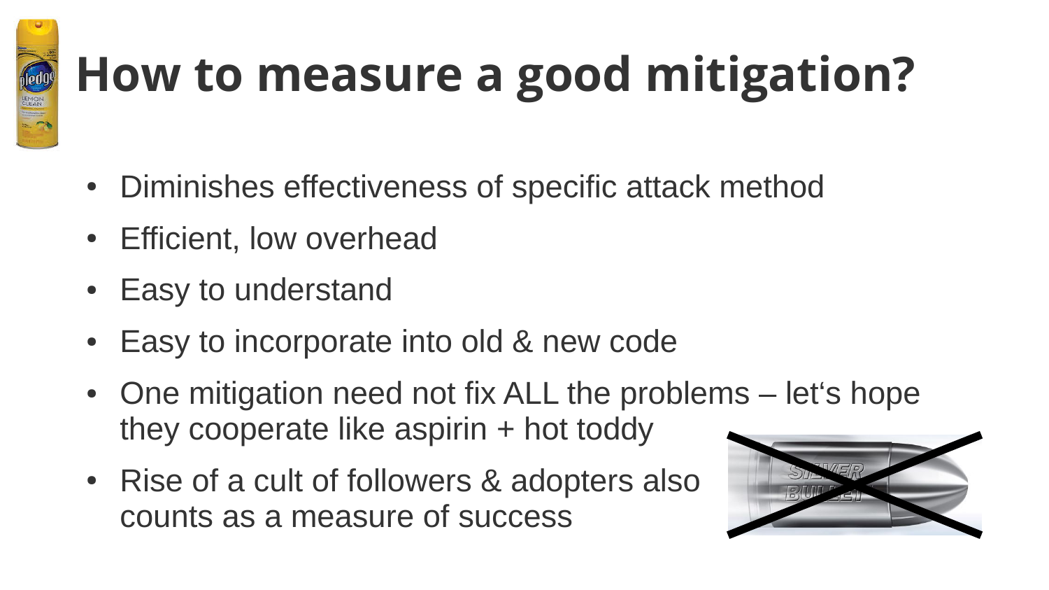# How to measure a good mitigation?

- Diminishes effectiveness of specific attack method
- Efficient, low overhead
- Easy to understand
- Easy to incorporate into old & new code
- One mitigation need not fix ALL the problems – let's hope they cooperate like aspirin + hot toddy
- Rise of a cult of followers & adopters also counts as a measure of success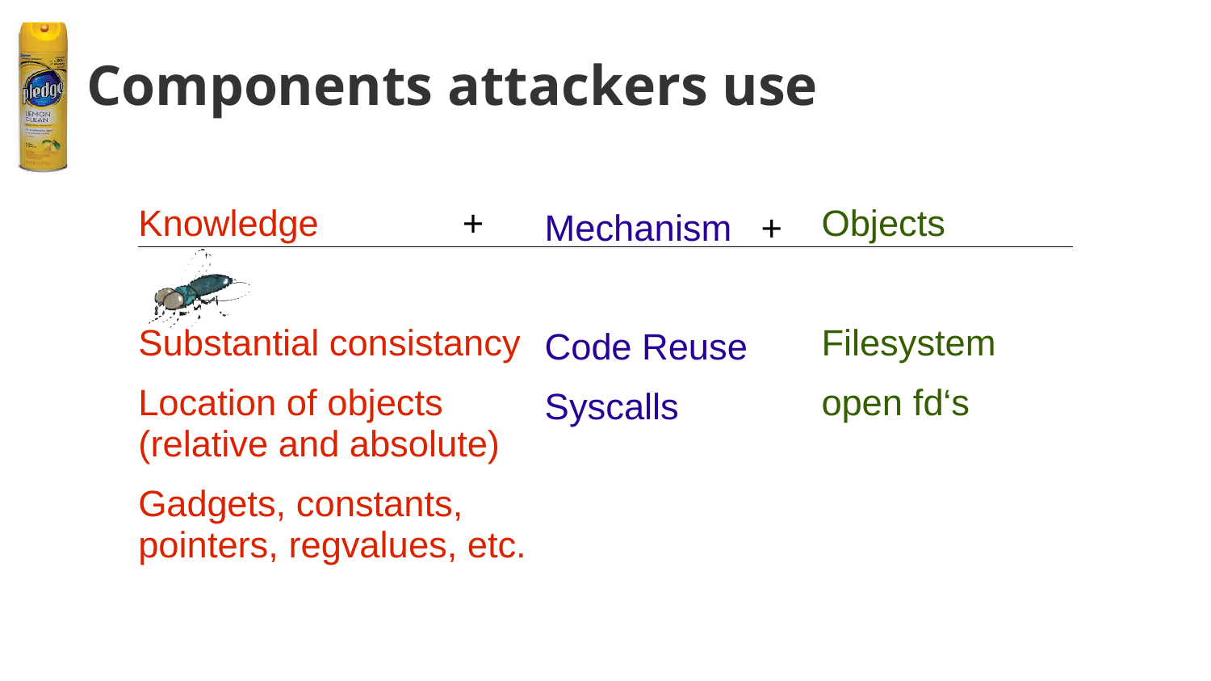# Components attackers use

| Knowledge + | Mechanism + | Objects |
| --- | --- | --- |
| Substantial consistancy | Code Reuse | Filesystem |
| Location of objects (relative and absolute) | Syscalls | open fd‘s |
| Gadgets, constants, pointers, regvalues, etc. | | |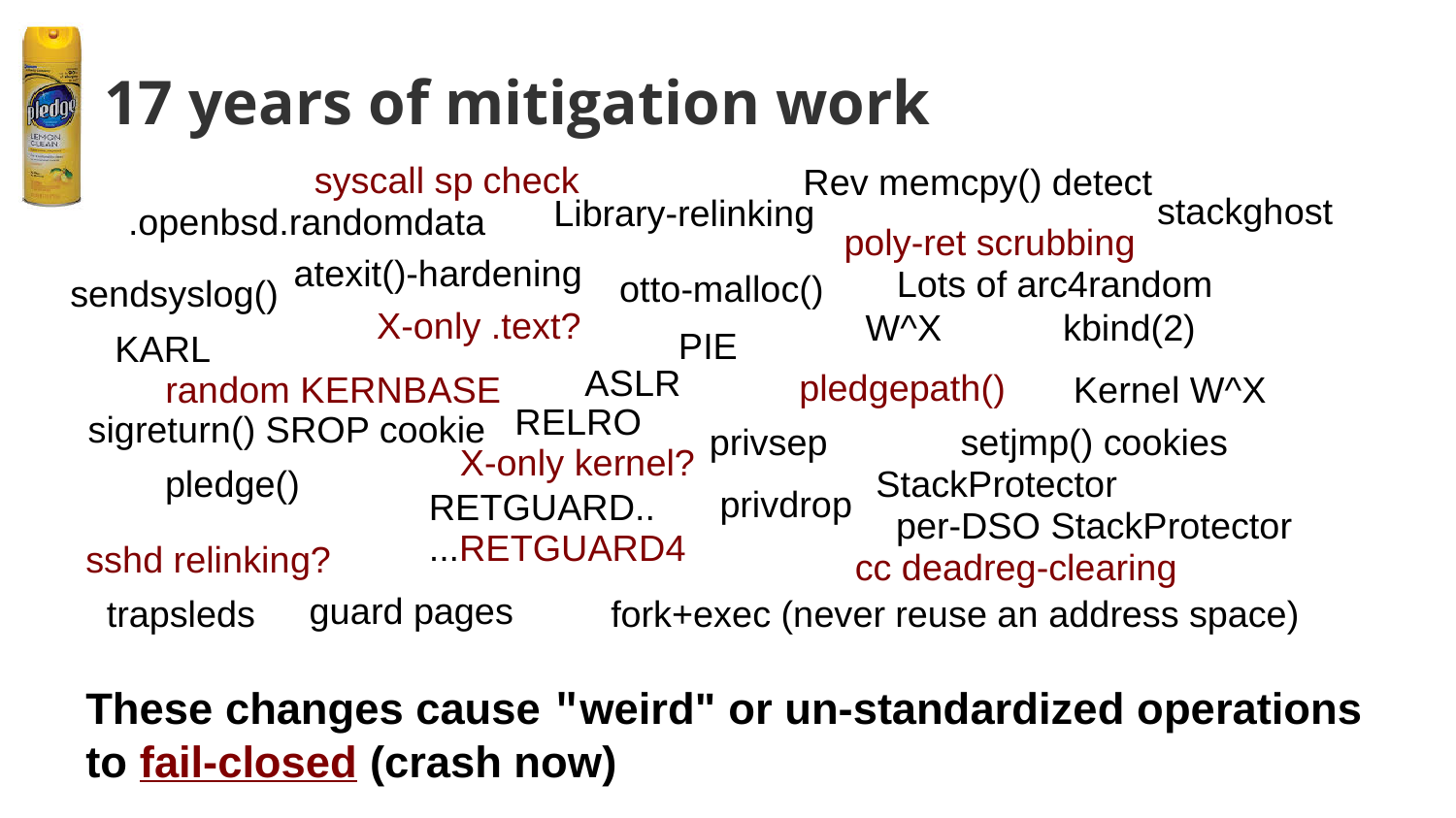# 17 years of mitigation work

syscall sp check
.openbsd.randomdata
Library-relinking
Rev memcpy() detect
stackghost
poly-ret scrubbing
sendsyslog()
atexit()-hardening
otto-malloc()
Lots of arc4random
X-only .text?
KARL
PIE
W^X
kbind(2)
random KERNBASE
ASLR
pledgepath()
Kernel W^X
sigreturn() SROP cookie
RELRO
privsep
setjmp() cookies
X-only kernel?
pledge()
StackProtector
RETGUARD..
privdrop
per-DSO StackProtector
sshd relinking?
...RETGUARD4
cc deadreg-clearing
trapsleds
guard pages
fork+exec (never reuse an address space)

**These changes cause "weird" or un-standardized operations to fail-closed (crash now)**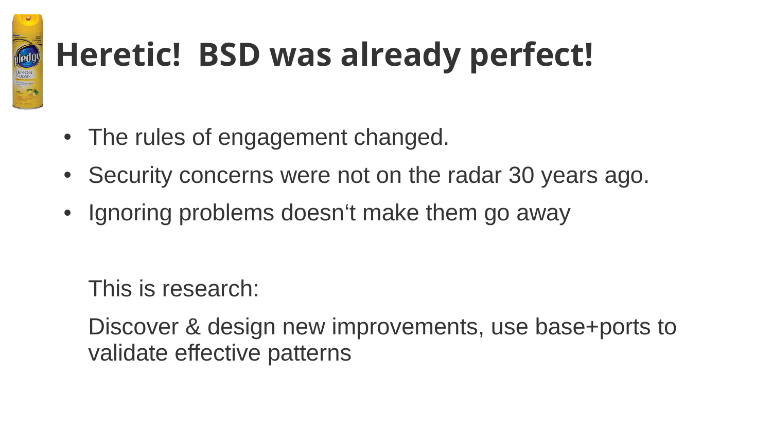# Heretic!  BSD was already perfect!

- The rules of engagement changed.
- Security concerns were not on the radar 30 years ago.
- Ignoring problems doesn‘t make them go away

This is research:

Discover & design new improvements, use base+ports to validate effective patterns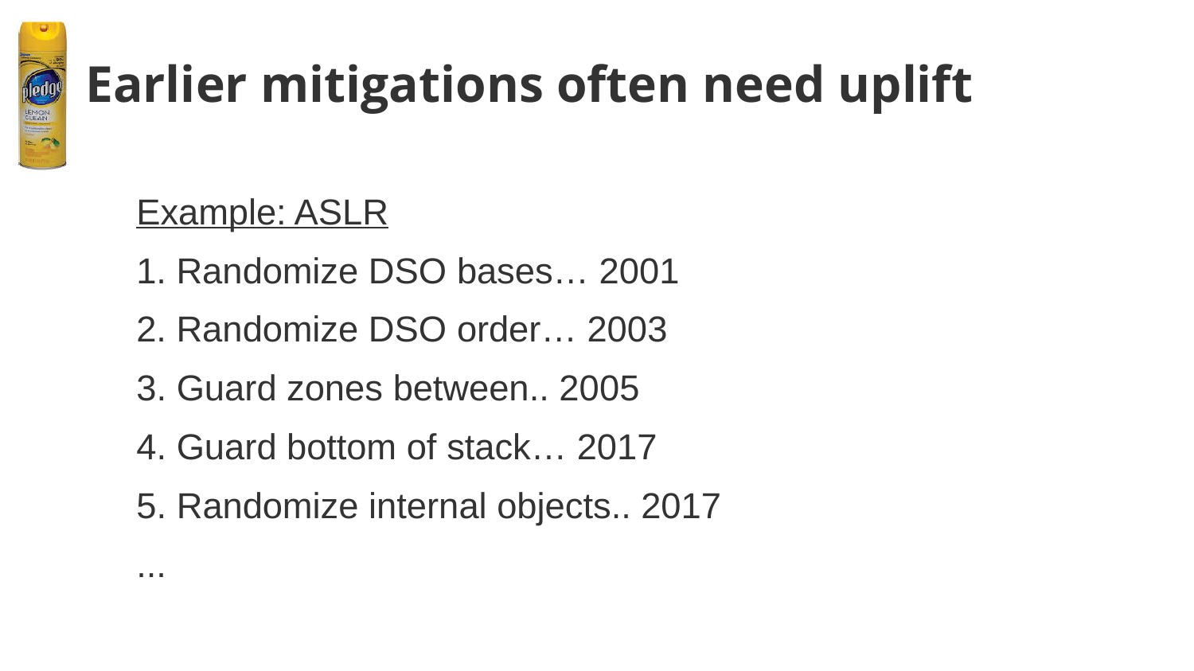# Earlier mitigations often need uplift

<u>Example: ASLR</u>

1. Randomize DSO bases… 2001
2. Randomize DSO order… 2003
3. Guard zones between.. 2005
4. Guard bottom of stack… 2017
5. Randomize internal objects.. 2017

...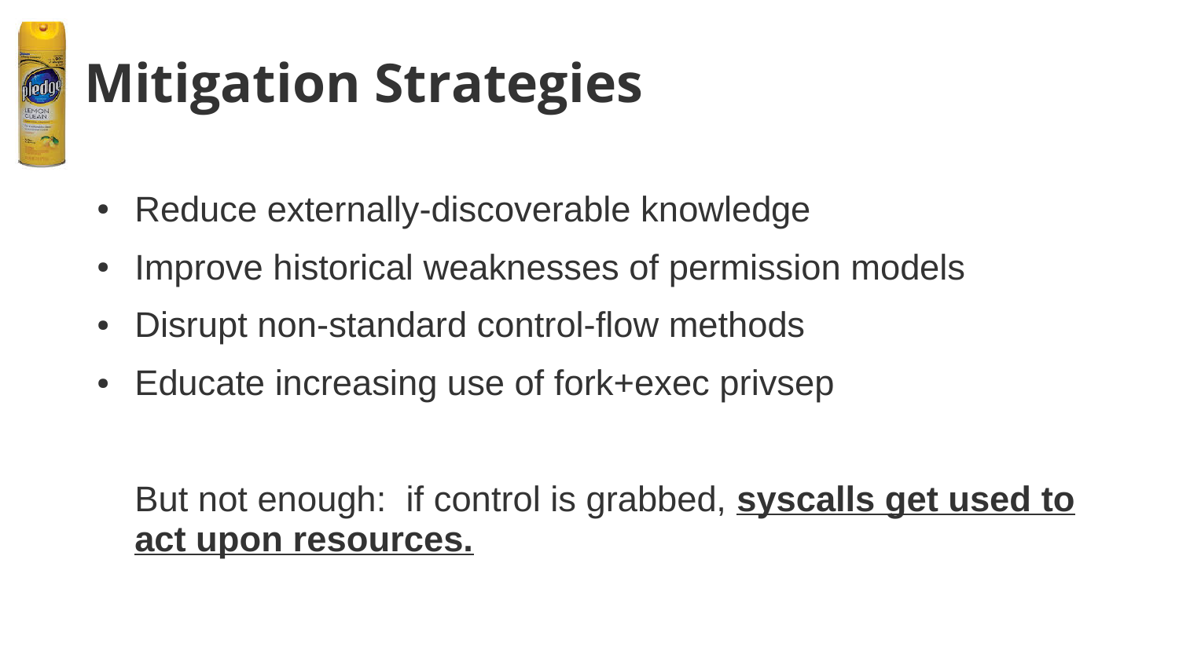# Mitigation Strategies

- Reduce externally-discoverable knowledge
- Improve historical weaknesses of permission models
- Disrupt non-standard control-flow methods
- Educate increasing use of fork+exec privsep

But not enough: if control is grabbed, **syscalls get used to act upon resources.**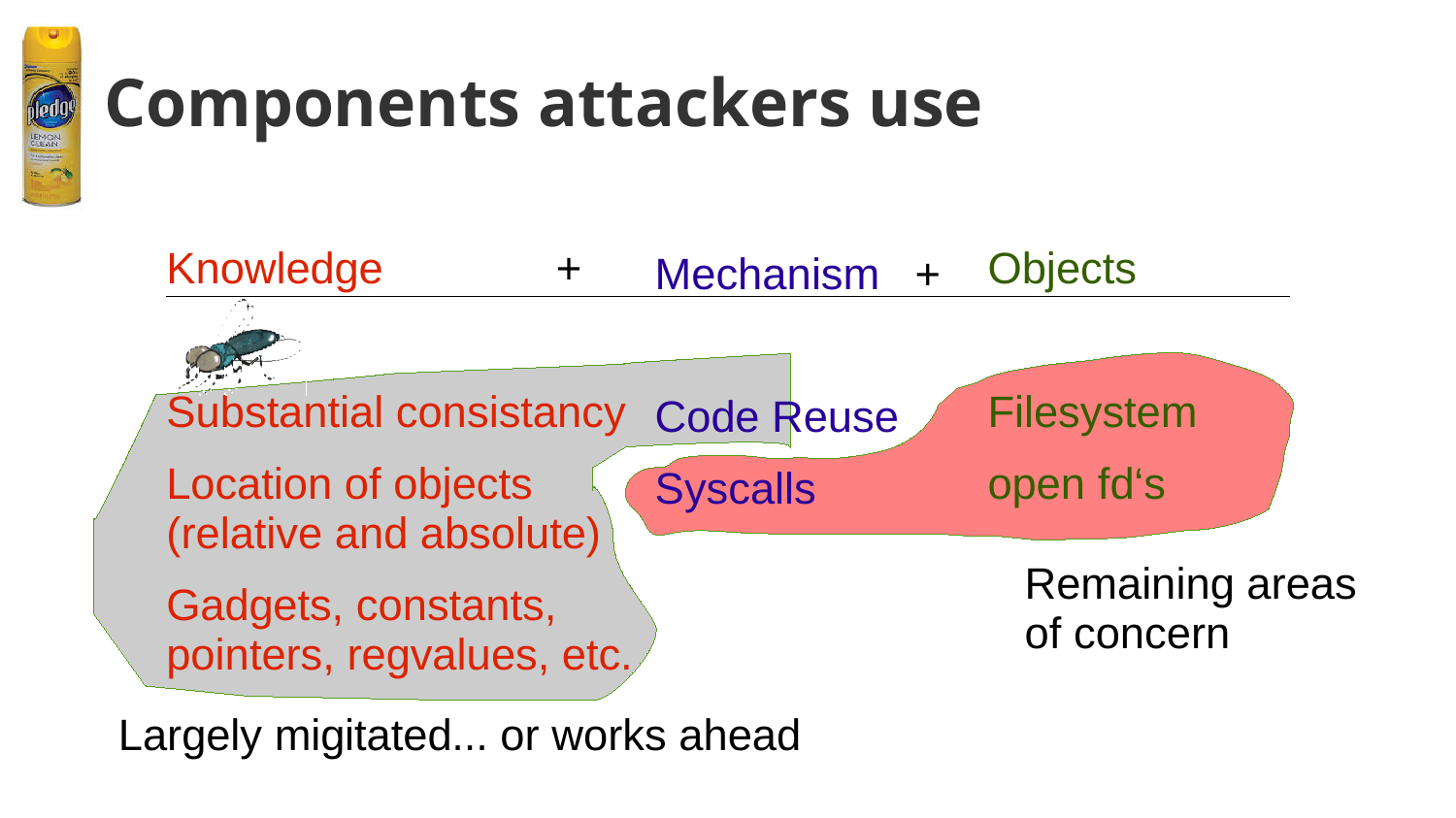# Components attackers use

| Knowledge | + | Mechanism | + | Objects |
| --- | --- | --- | --- | --- |
| Substantial consistancy | | Code Reuse | | Filesystem |
| Location of objects (relative and absolute) | | Syscalls | | open fd‘s |
| Gadgets, constants, pointers, regvalues, etc. | | | | |

Remaining areas of concern

Largely migitated... or works ahead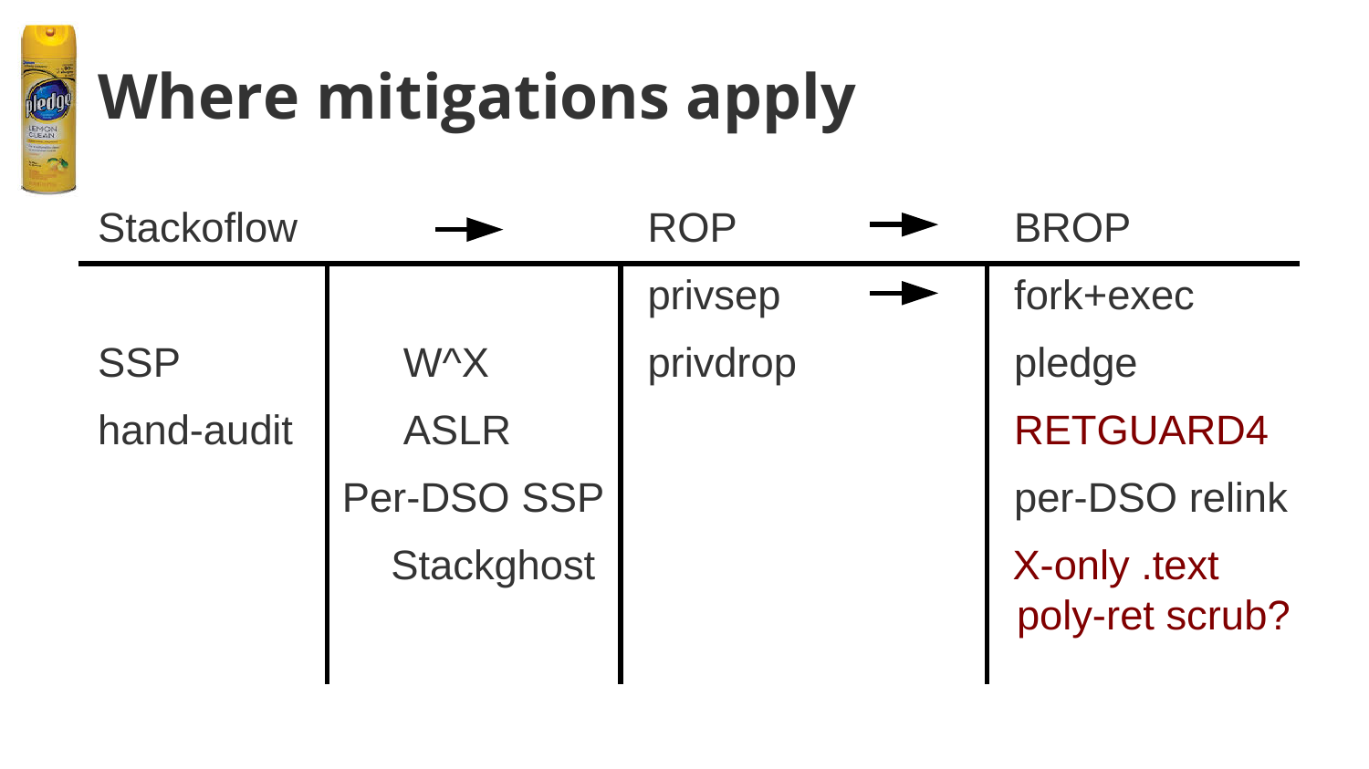# Where mitigations apply

| Stackoflow | → | ROP | → | BROP |
|---|---|---|---|---|
| | | privsep | → | fork+exec |
| SSP | W^X | privdrop | | pledge |
| hand-audit | ASLR | | | RETGUARD4 |
| | Per-DSO SSP | | | per-DSO relink |
| | Stackghost | | | X-only .text poly-ret scrub? |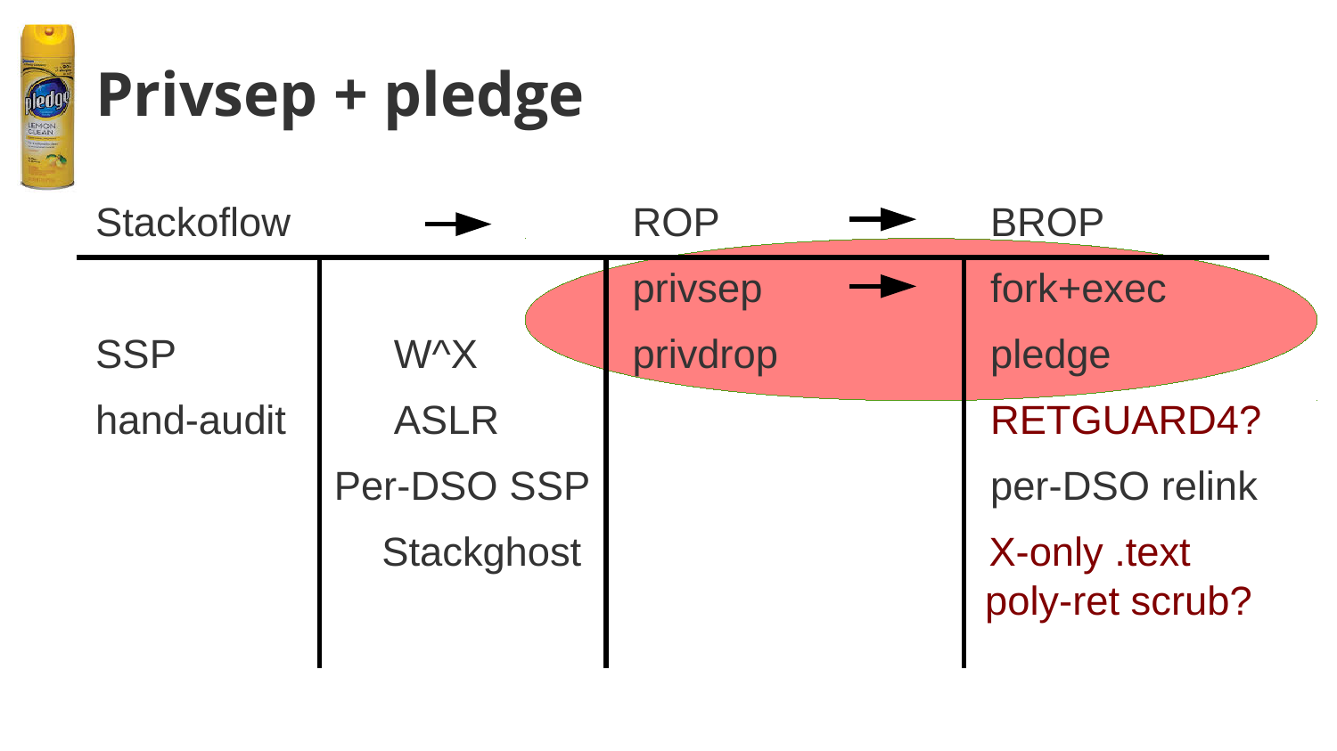# Privsep + pledge

| Stackoflow | → | ROP | → | BROP |
|---|---|---|---|---|
| | | privsep | → | fork+exec |
| SSP | W^X | privdrop | | pledge |
| hand-audit | ASLR | | | RETGUARD4? |
| | Per-DSO SSP | | | per-DSO relink |
| | Stackghost | | | X-only .text<br>poly-ret scrub? |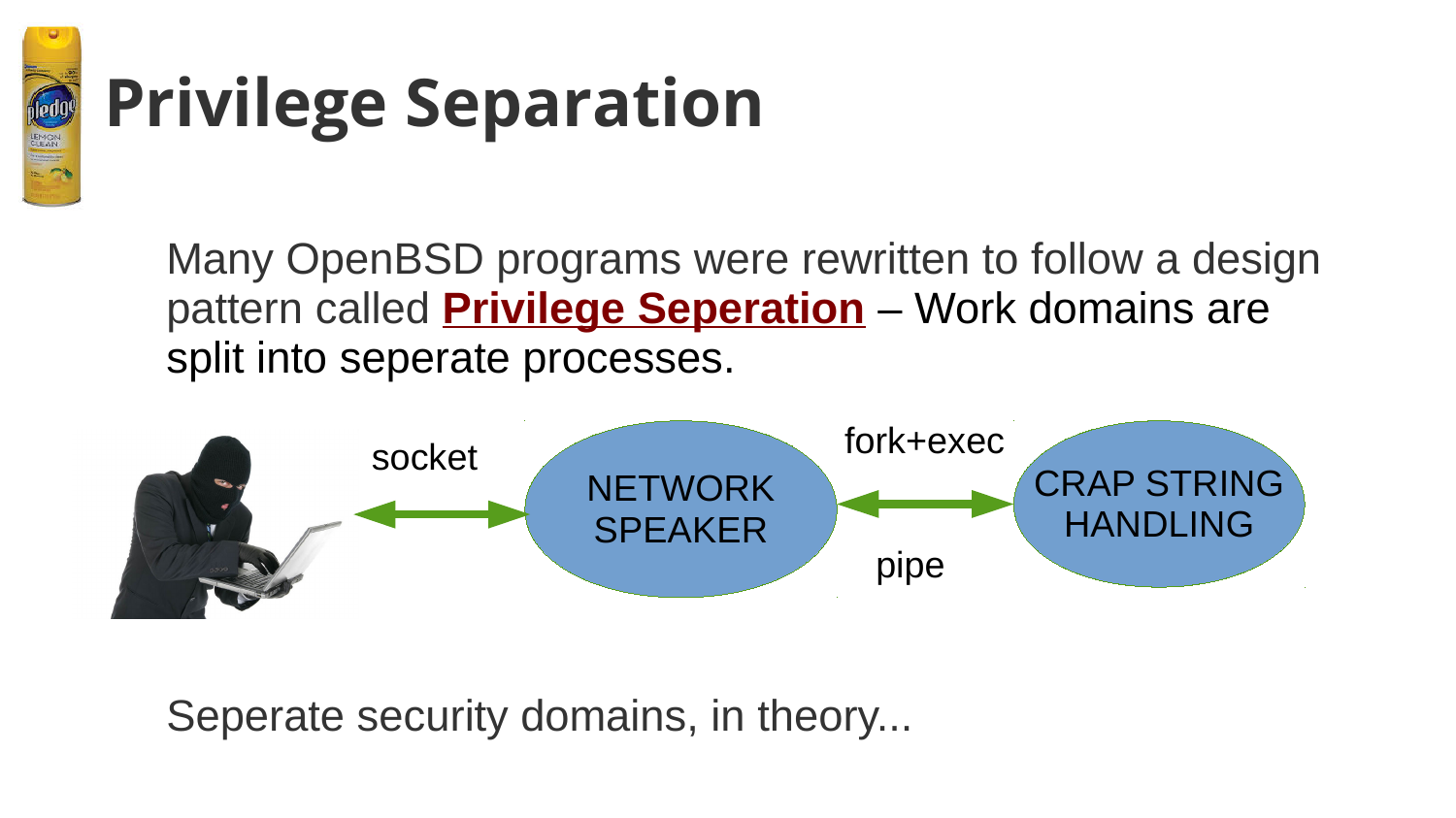# Privilege Separation

Many OpenBSD programs were rewritten to follow a design pattern called **Privilege Seperation** – Work domains are split into seperate processes.

socket

NETWORK SPEAKER

fork+exec

pipe

CRAP STRING HANDLING

Seperate security domains, in theory...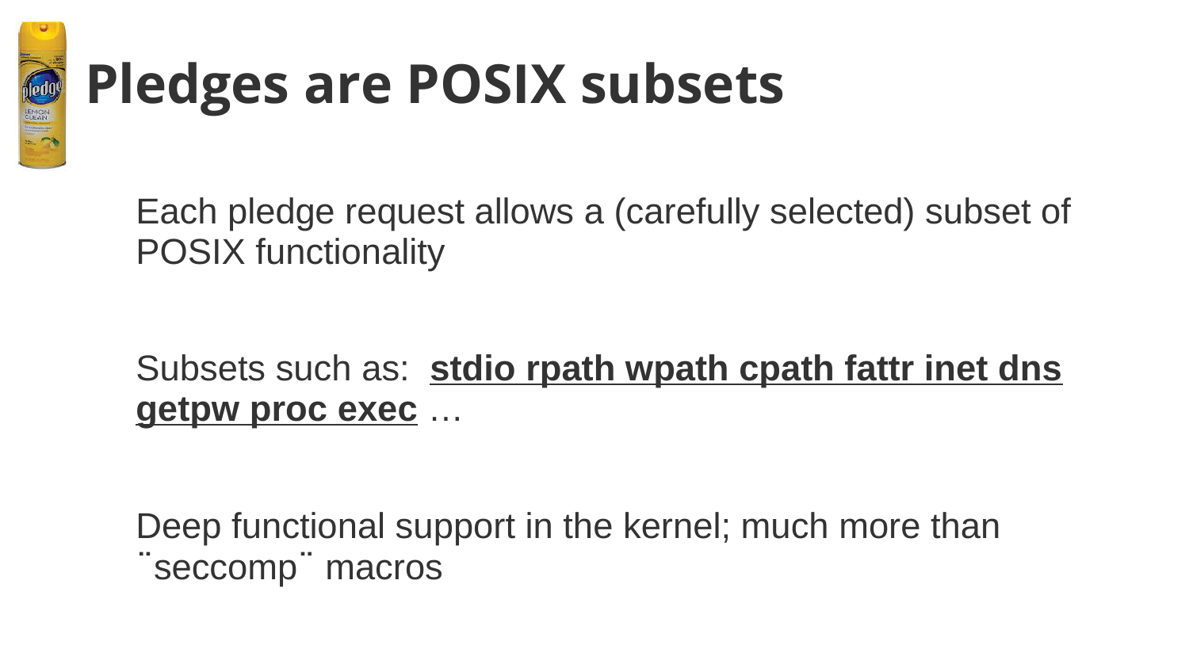# Pledges are POSIX subsets

Each pledge request allows a (carefully selected) subset of POSIX functionality

Subsets such as: **stdio rpath wpath cpath fattr inet dns getpw proc exec** …

Deep functional support in the kernel; much more than ¨seccomp¨ macros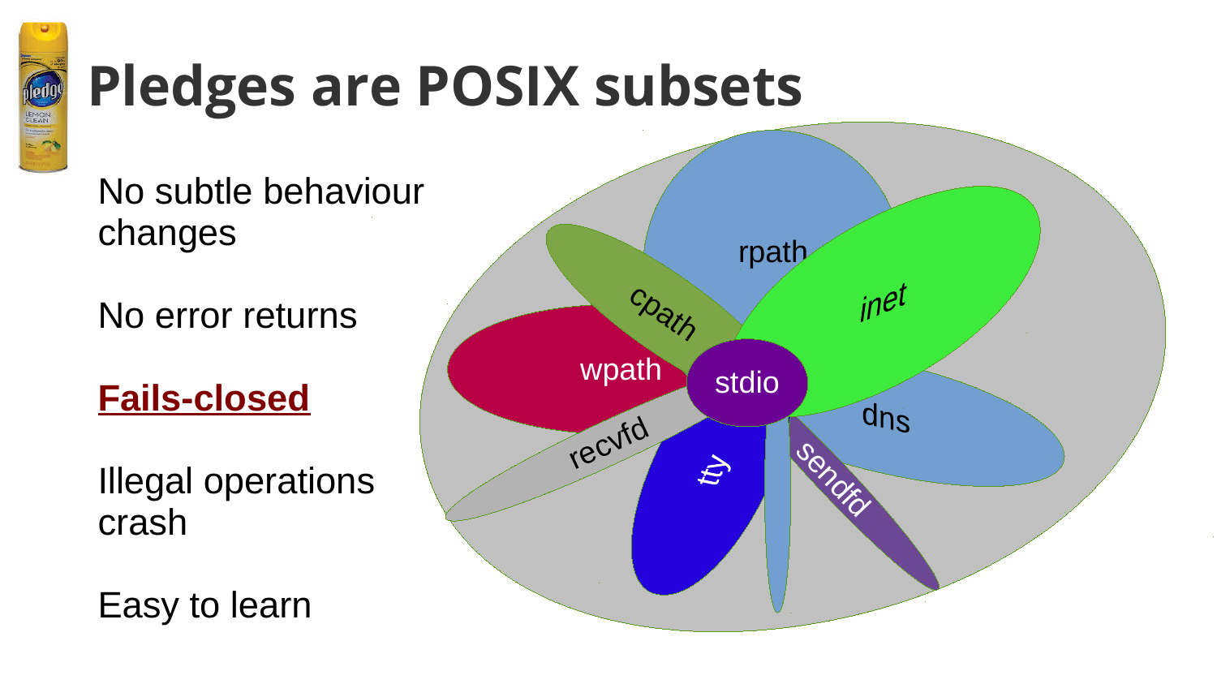# Pledges are POSIX subsets

No subtle behaviour changes

No error returns

**Fails-closed**

Illegal operations crash

Easy to learn

stdio

rpath

cpath

wpath

inet

dns

recvfd

tty

sendfd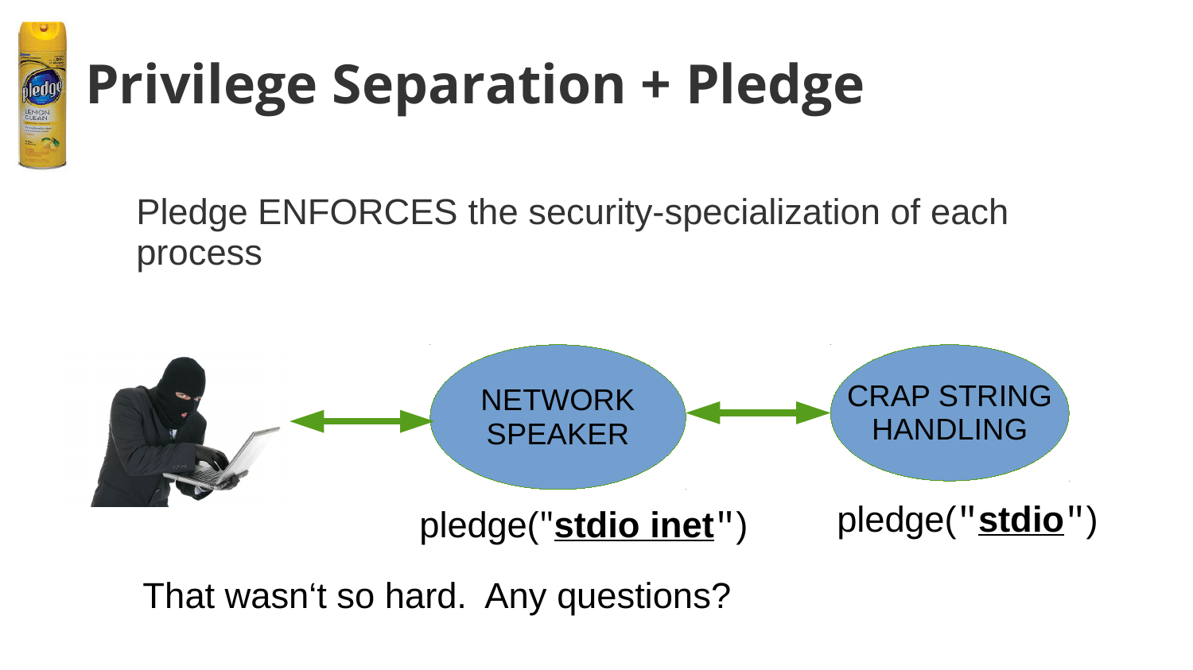# Privilege Separation + Pledge

Pledge ENFORCES the security-specialization of each process

NETWORK SPEAKER

CRAP STRING HANDLING

pledge("**stdio inet**")

pledge("**stdio**")

That wasn't so hard. Any questions?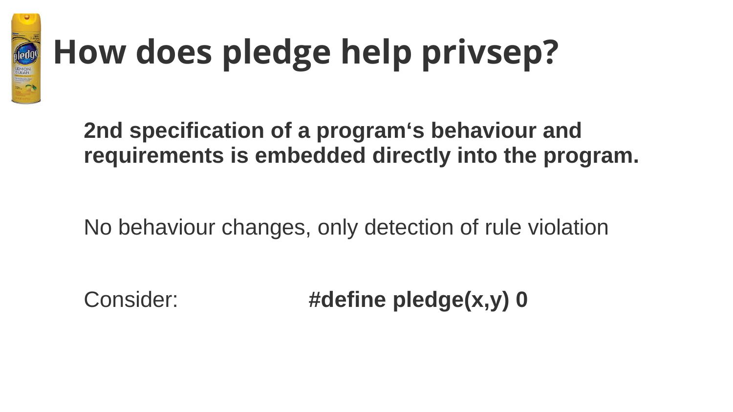# How does pledge help privsep?

**2nd specification of a program‘s behaviour and requirements is embedded directly into the program.**

No behaviour changes, only detection of rule violation

Consider: **#define pledge(x,y) 0**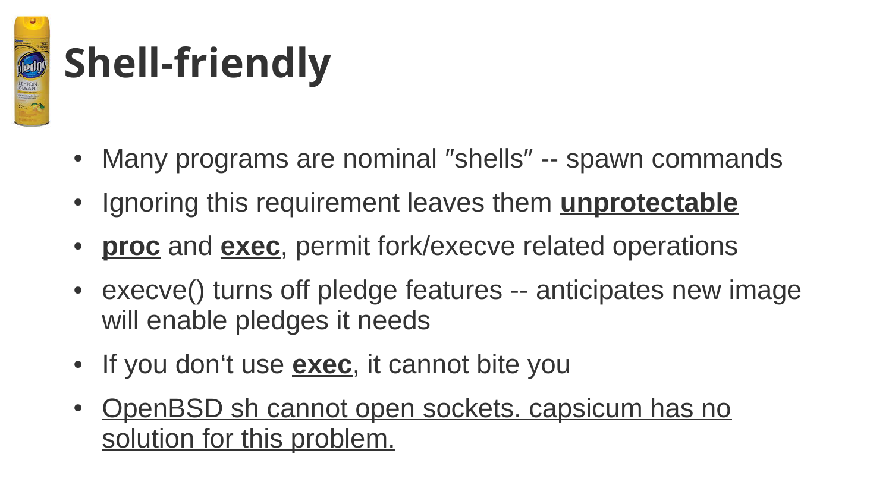# Shell-friendly

- Many programs are nominal ″shells″ -- spawn commands
- Ignoring this requirement leaves them **<u>unprotectable</u>**
- **<u>proc</u>** and **<u>exec</u>**, permit fork/execve related operations
- execve() turns off pledge features -- anticipates new image will enable pledges it needs
- If you don‘t use **<u>exec</u>**, it cannot bite you
- <u>OpenBSD sh cannot open sockets. capsicum has no solution for this problem.</u>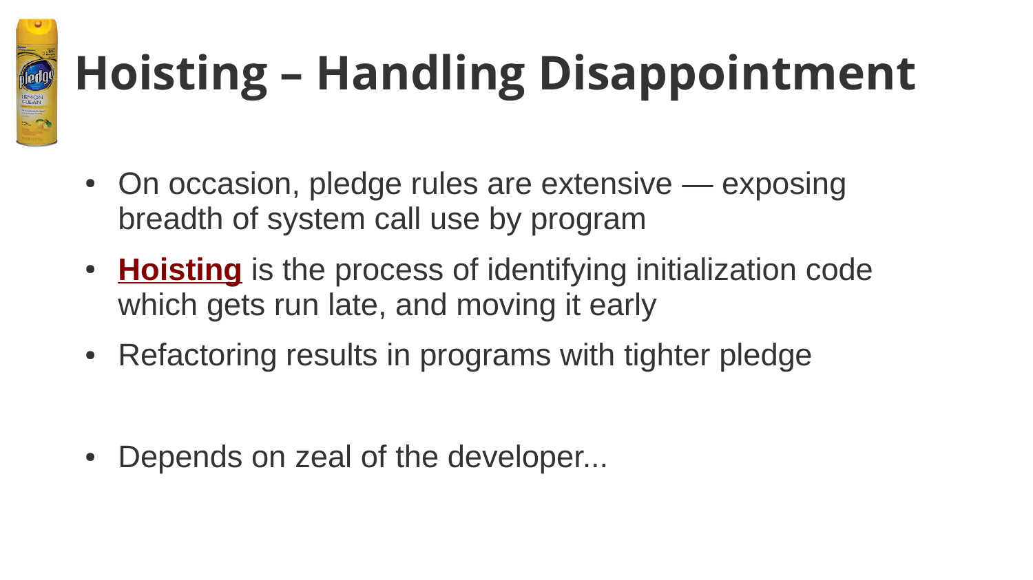# Hoisting – Handling Disappointment

- On occasion, pledge rules are extensive — exposing breadth of system call use by program
- **Hoisting** is the process of identifying initialization code which gets run late, and moving it early
- Refactoring results in programs with tighter pledge
- Depends on zeal of the developer...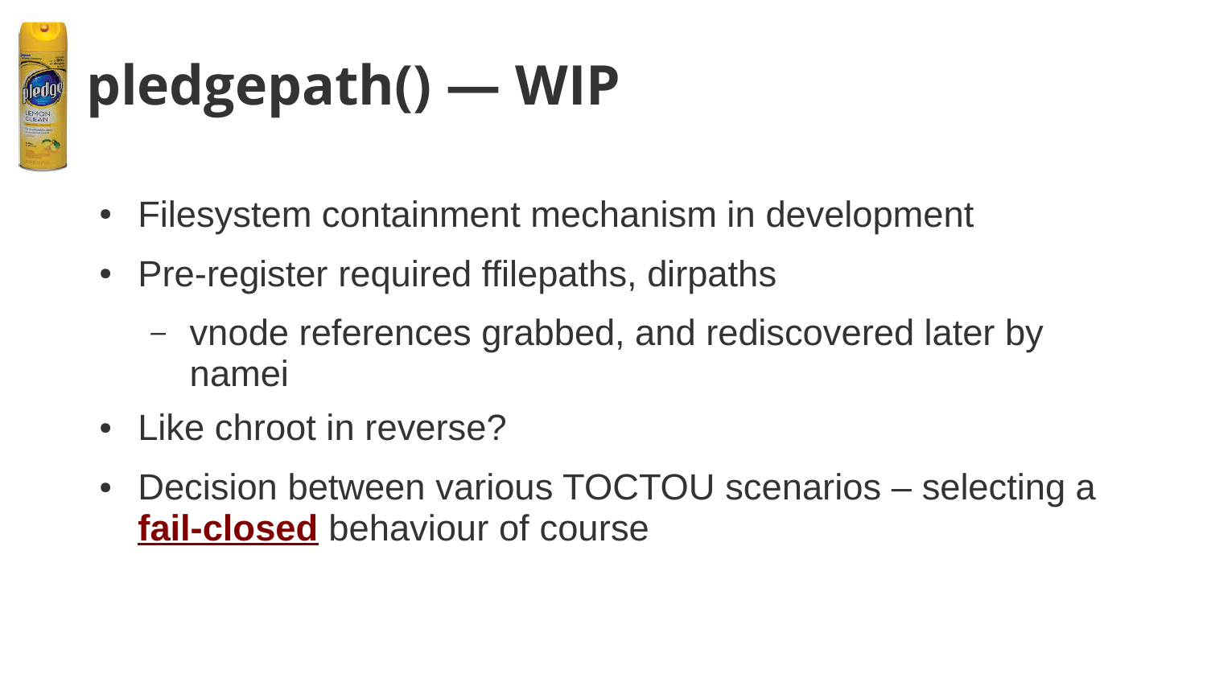# pledgepath() — WIP

- Filesystem containment mechanism in development
- Pre-register required ffilepaths, dirpaths
  - vnode references grabbed, and rediscovered later by namei
- Like chroot in reverse?
- Decision between various TOCTOU scenarios – selecting a **fail-closed** behaviour of course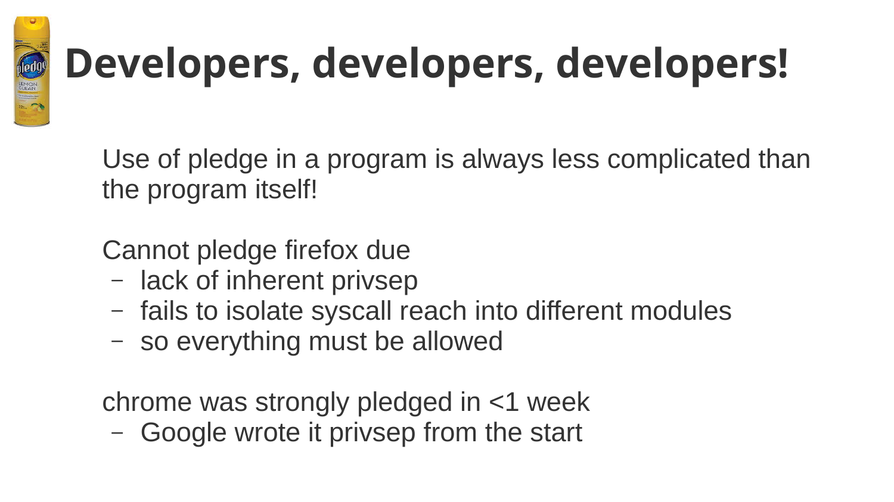# Developers, developers, developers!

Use of pledge in a program is always less complicated than the program itself!

Cannot pledge firefox due

- lack of inherent privsep
- fails to isolate syscall reach into different modules
- so everything must be allowed

chrome was strongly pledged in <1 week

- Google wrote it privsep from the start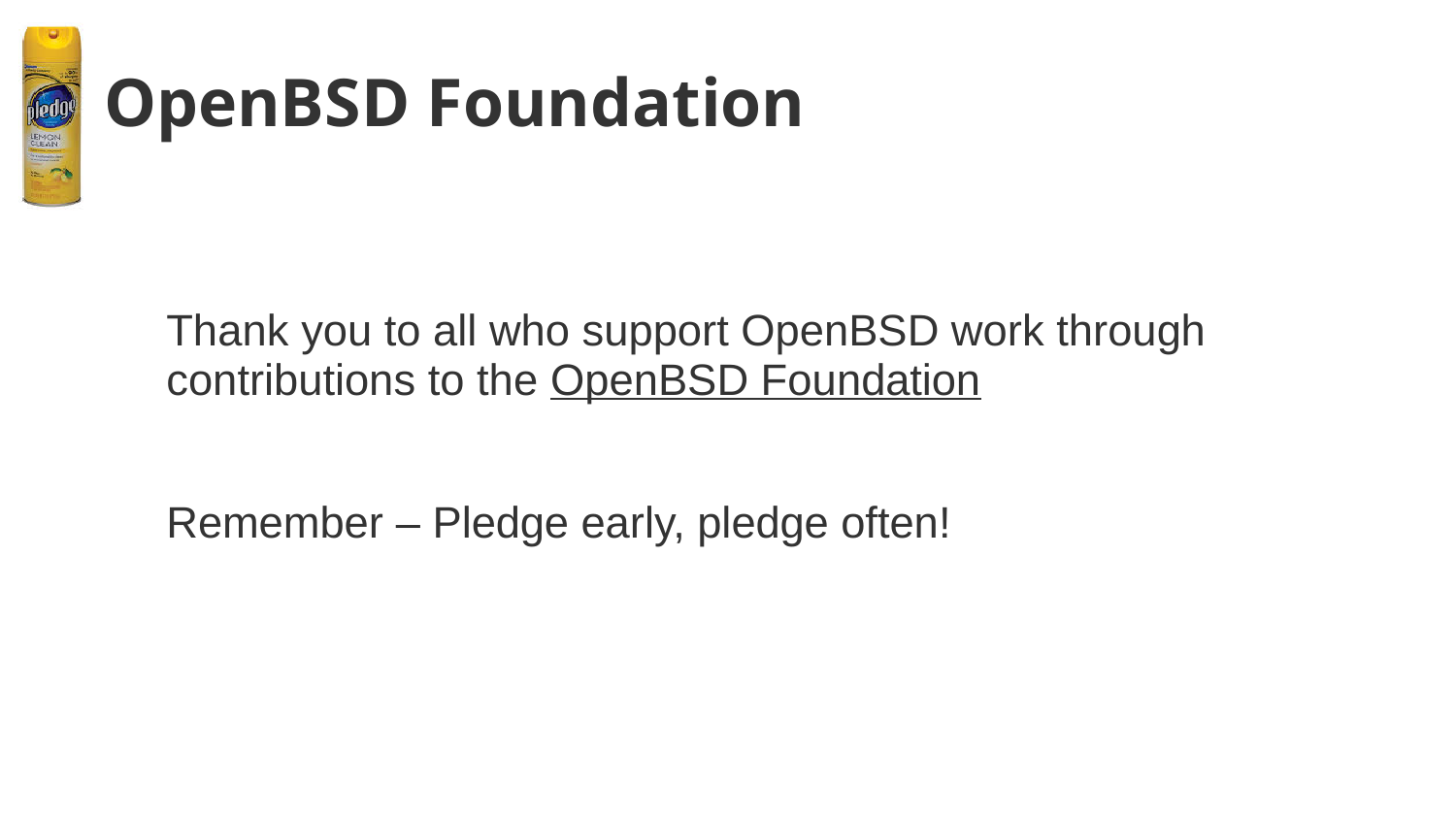# OpenBSD Foundation

Thank you to all who support OpenBSD work through contributions to the OpenBSD Foundation

Remember – Pledge early, pledge often!